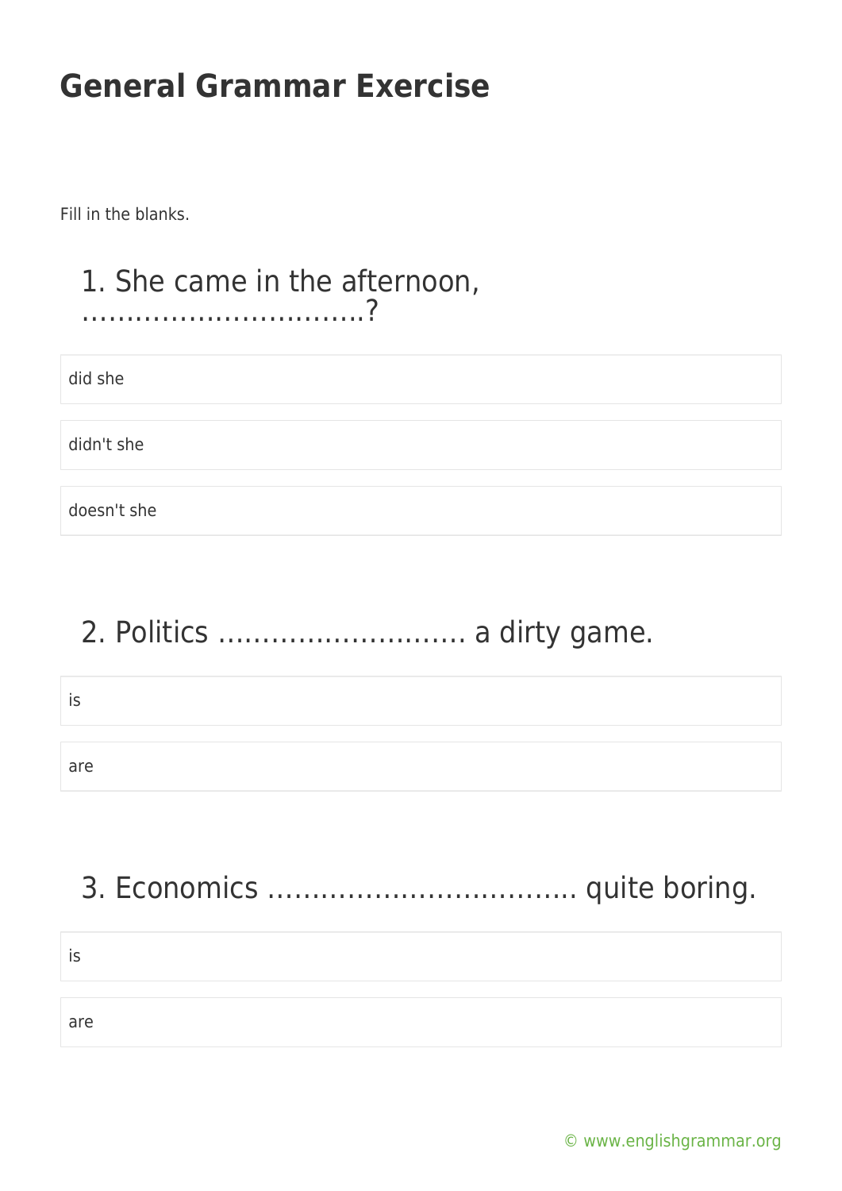# General Grammar Exercise

Fill in the blanks.

## 1. She came in the afternoon, ……………………………?

- did she
- didn't she
- doesn't she

## 2. Politics ………………………. a dirty game.

- is
- are

## 3. Economics …………………………….. quite boring.

- is
- are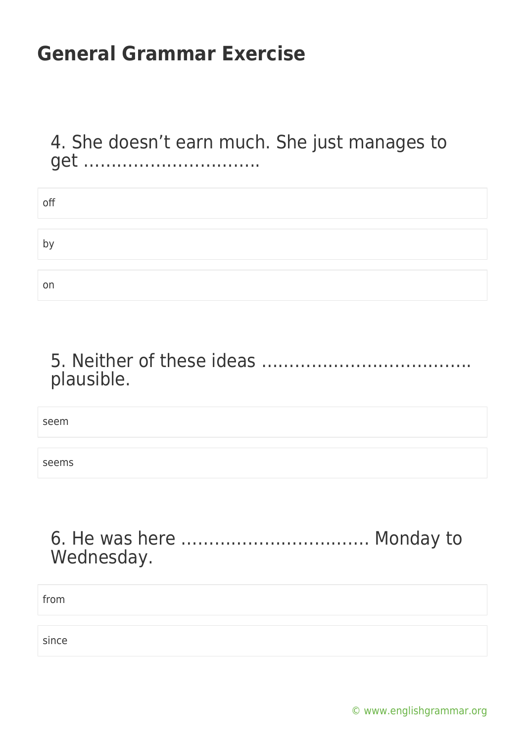4. She doesn’t earn much. She just manages to get …………………………..

- off
- by
- on

5. Neither of these ideas ………………………………. plausible.

- seem
- seems

6. He was here ……………………………. Monday to Wednesday.

- from
- since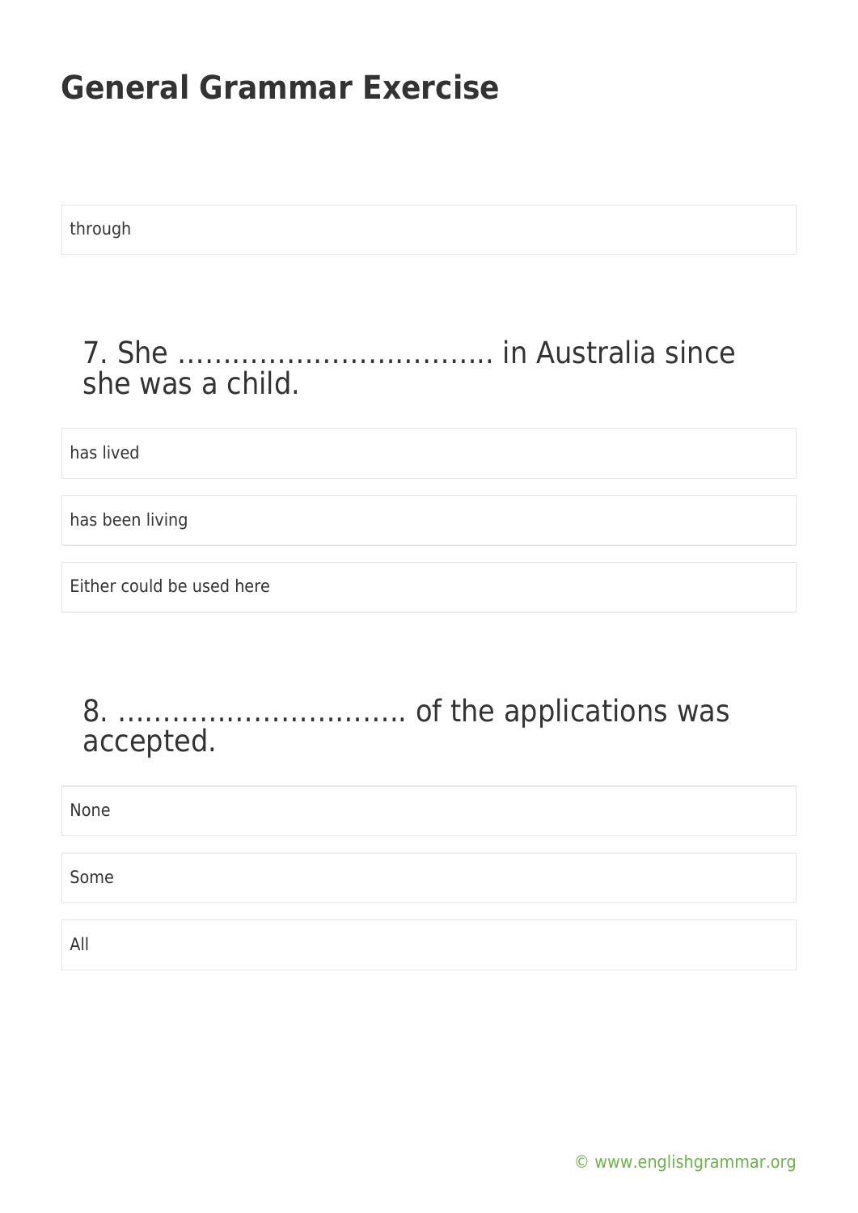through

## 7. She ……………………………. in Australia since she was a child.

has lived

has been living

Either could be used here

## 8. ………………………….. of the applications was accepted.

None

Some

All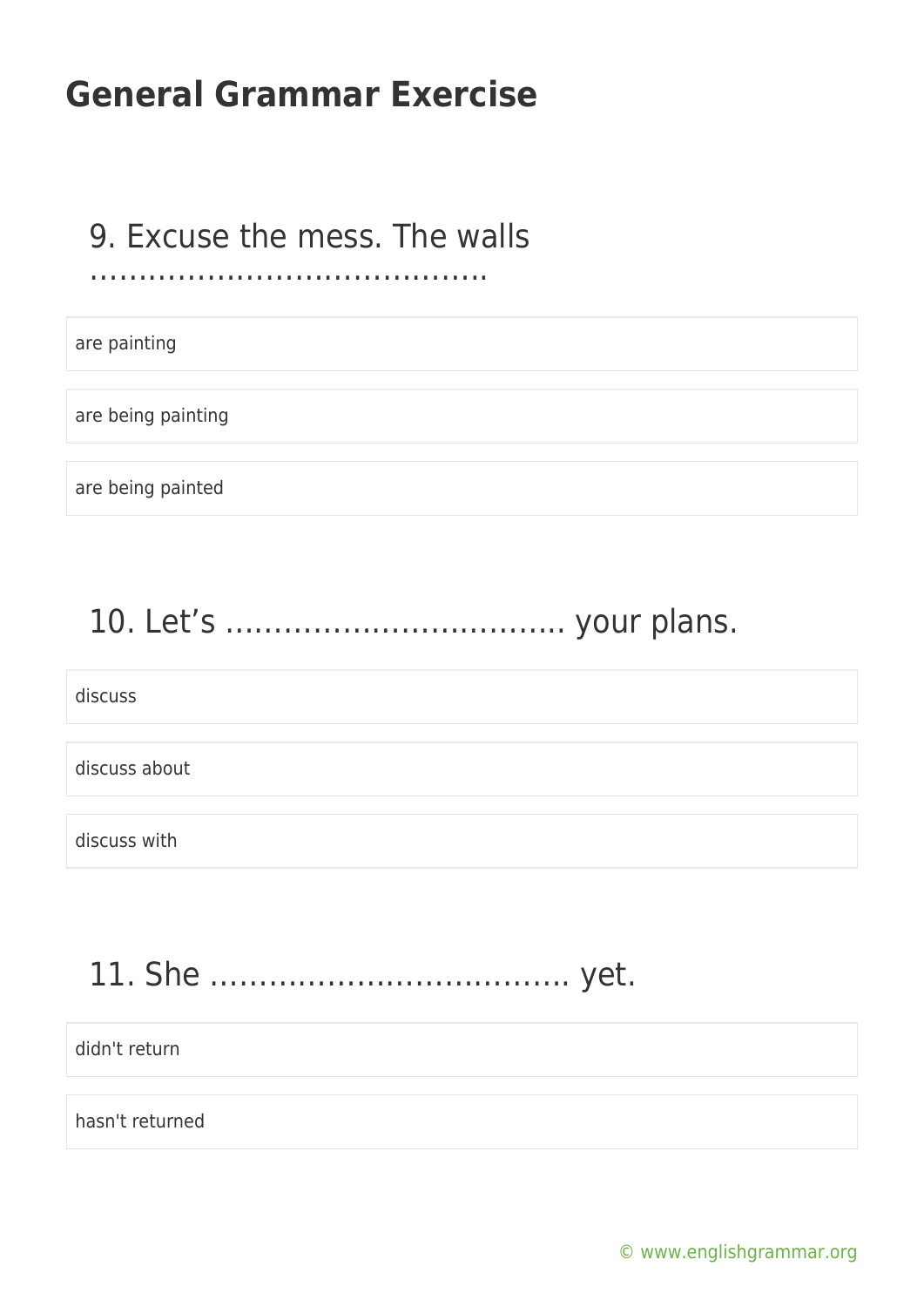# General Grammar Exercise

9. Excuse the mess. The walls …………………………………..

- are painting
- are being painting
- are being painted

10. Let's ……………………………. your plans.

- discuss
- discuss about
- discuss with

11. She ……………………………… yet.

- didn't return
- hasn't returned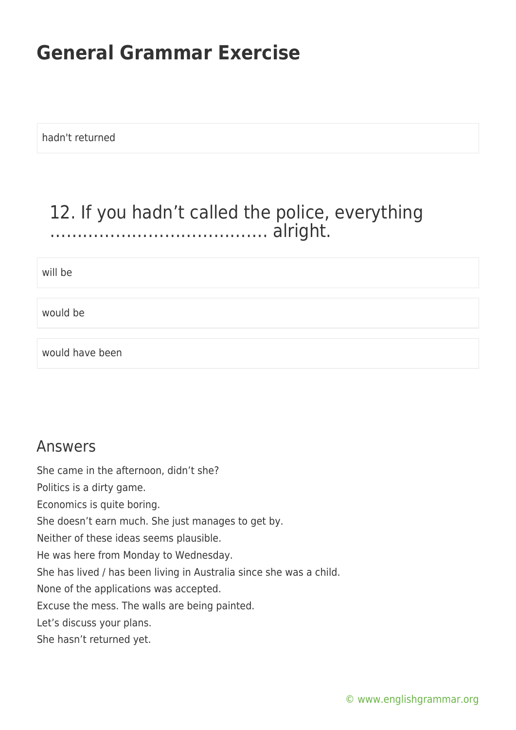hadn't returned

## 12. If you hadn't called the police, everything ………………………………… alright.

will be

would be

would have been

## Answers

She came in the afternoon, didn't she?

Politics is a dirty game.

Economics is quite boring.

She doesn't earn much. She just manages to get by.

Neither of these ideas seems plausible.

He was here from Monday to Wednesday.

She has lived / has been living in Australia since she was a child.

None of the applications was accepted.

Excuse the mess. The walls are being painted.

Let's discuss your plans.

She hasn't returned yet.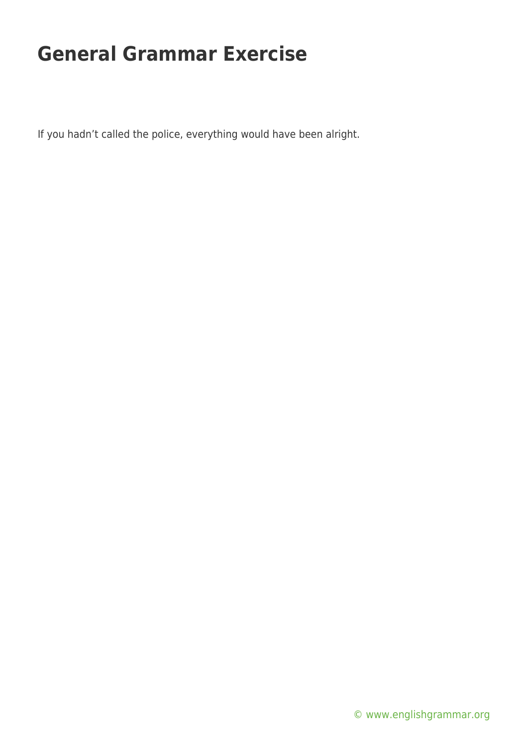# General Grammar Exercise

If you hadn’t called the police, everything would have been alright.